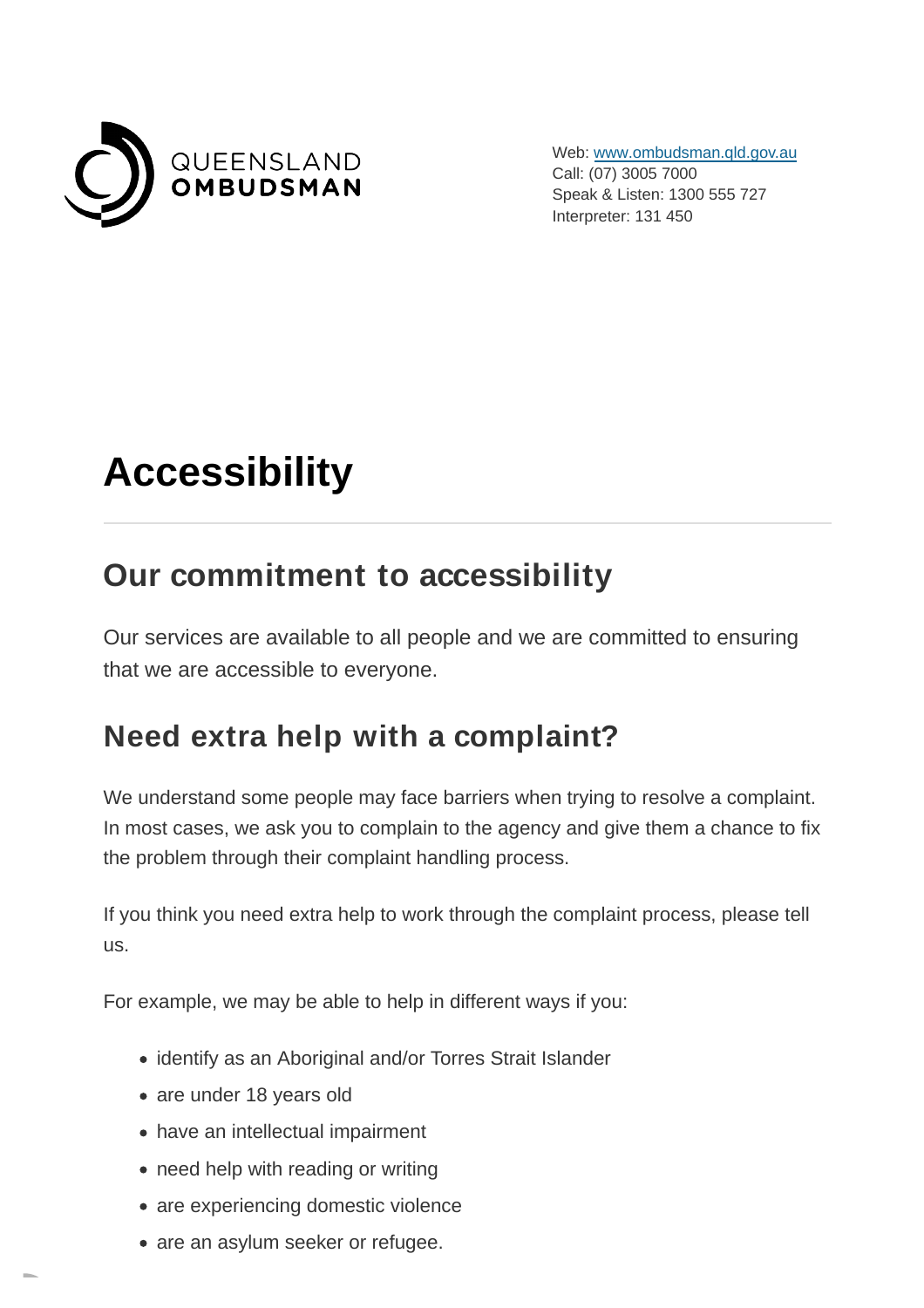QUEENSLAND
**OMBUDSMAN**

Web: [www.ombudsman.qld.gov.au](http://www.ombudsman.qld.gov.au)
Call: (07) 3005 7000
Speak & Listen: 1300 555 727
Interpreter: 131 450

# Accessibility

## Our commitment to accessibility

Our services are available to all people and we are committed to ensuring that we are accessible to everyone.

## Need extra help with a complaint?

We understand some people may face barriers when trying to resolve a complaint. In most cases, we ask you to complain to the agency and give them a chance to fix the problem through their complaint handling process.

If you think you need extra help to work through the complaint process, please tell us.

For example, we may be able to help in different ways if you:

- identify as an Aboriginal and/or Torres Strait Islander
- are under 18 years old
- have an intellectual impairment
- need help with reading or writing
- are experiencing domestic violence
- are an asylum seeker or refugee.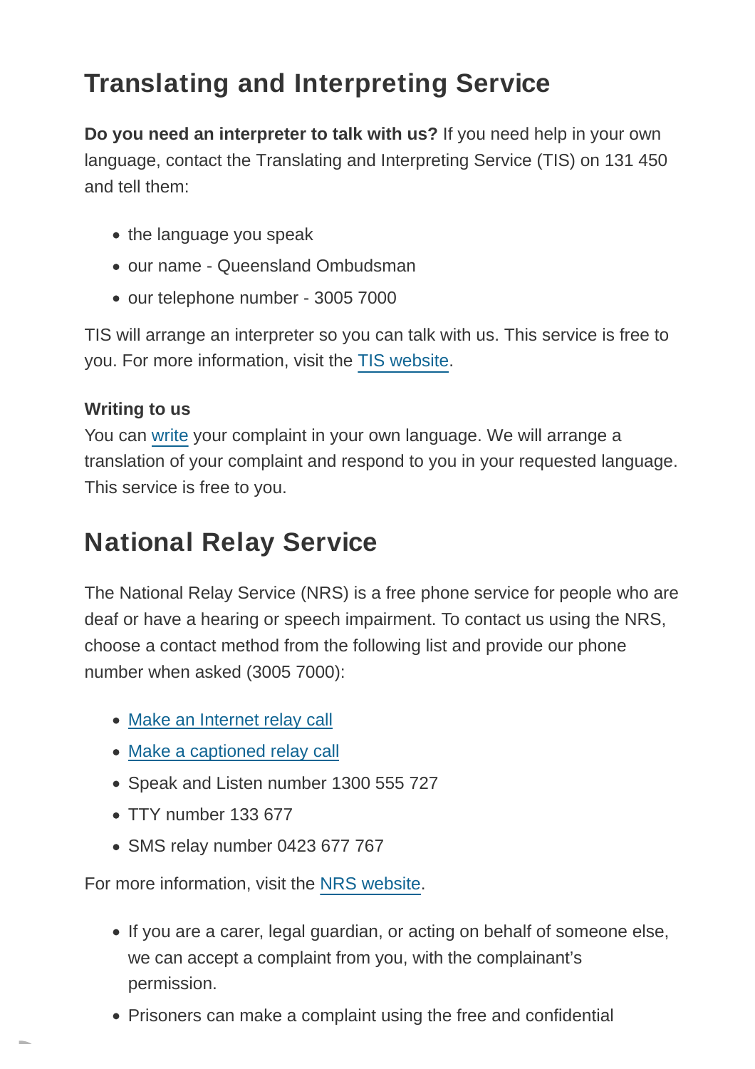## Translating and Interpreting Service

**Do you need an interpreter to talk with us?** If you need help in your own language, contact the Translating and Interpreting Service (TIS) on 131 450 and tell them:

- the language you speak
- our name - Queensland Ombudsman
- our telephone number - 3005 7000

TIS will arrange an interpreter so you can talk with us. This service is free to you. For more information, visit the TIS website.

**Writing to us**
You can write your complaint in your own language. We will arrange a translation of your complaint and respond to you in your requested language. This service is free to you.

## National Relay Service

The National Relay Service (NRS) is a free phone service for people who are deaf or have a hearing or speech impairment. To contact us using the NRS, choose a contact method from the following list and provide our phone number when asked (3005 7000):

- Make an Internet relay call
- Make a captioned relay call
- Speak and Listen number 1300 555 727
- TTY number 133 677
- SMS relay number 0423 677 767

For more information, visit the NRS website.

- If you are a carer, legal guardian, or acting on behalf of someone else, we can accept a complaint from you, with the complainant's permission.
- Prisoners can make a complaint using the free and confidential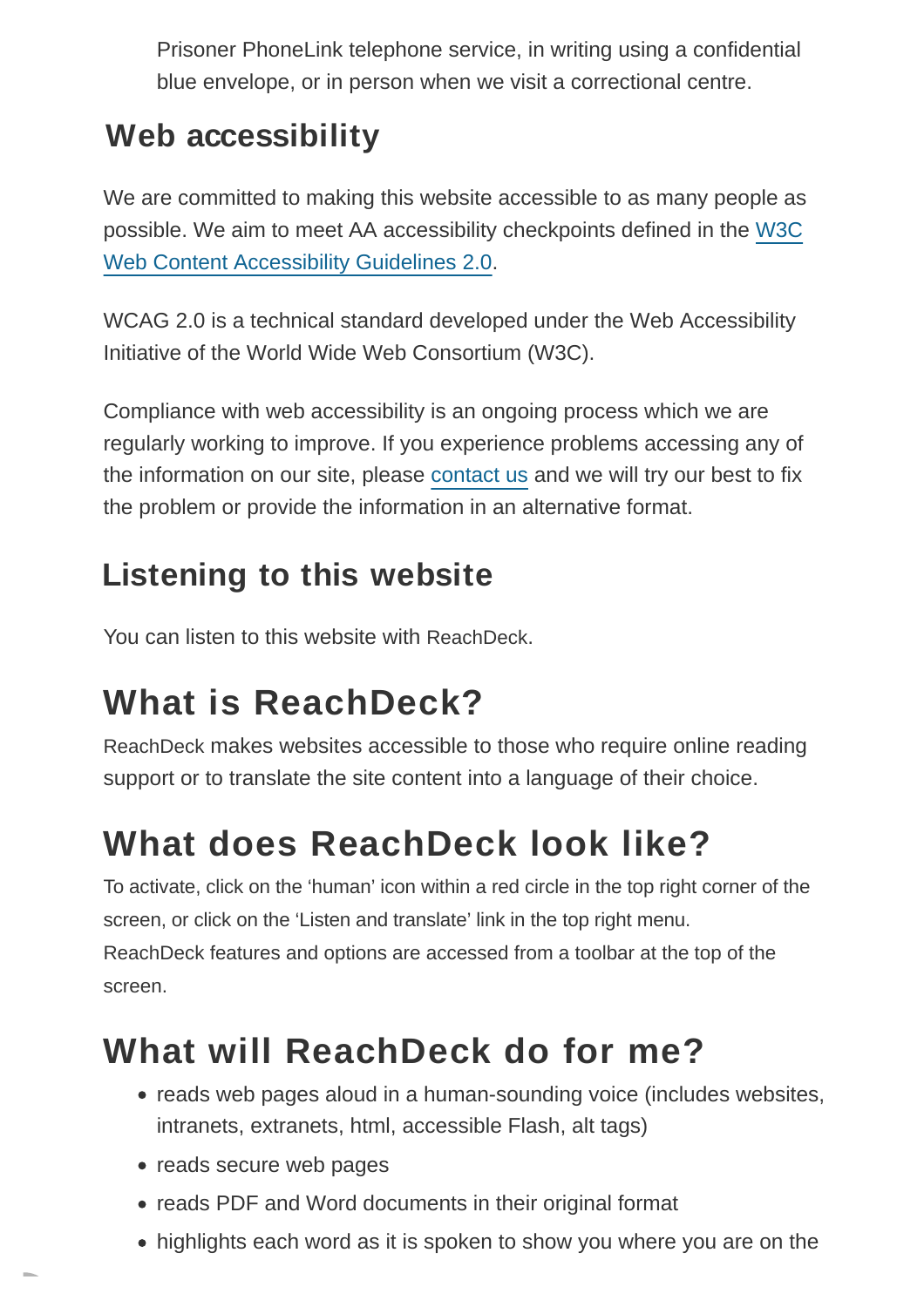Prisoner PhoneLink telephone service, in writing using a confidential blue envelope, or in person when we visit a correctional centre.

## Web accessibility

We are committed to making this website accessible to as many people as possible. We aim to meet AA accessibility checkpoints defined in the W3C Web Content Accessibility Guidelines 2.0.

WCAG 2.0 is a technical standard developed under the Web Accessibility Initiative of the World Wide Web Consortium (W3C).

Compliance with web accessibility is an ongoing process which we are regularly working to improve. If you experience problems accessing any of the information on our site, please contact us and we will try our best to fix the problem or provide the information in an alternative format.

## Listening to this website

You can listen to this website with ReachDeck.

# What is ReachDeck?

ReachDeck makes websites accessible to those who require online reading support or to translate the site content into a language of their choice.

# What does ReachDeck look like?

To activate, click on the 'human' icon within a red circle in the top right corner of the screen, or click on the 'Listen and translate' link in the top right menu. ReachDeck features and options are accessed from a toolbar at the top of the screen.

# What will ReachDeck do for me?

- reads web pages aloud in a human-sounding voice (includes websites, intranets, extranets, html, accessible Flash, alt tags)
- reads secure web pages
- reads PDF and Word documents in their original format
- highlights each word as it is spoken to show you where you are on the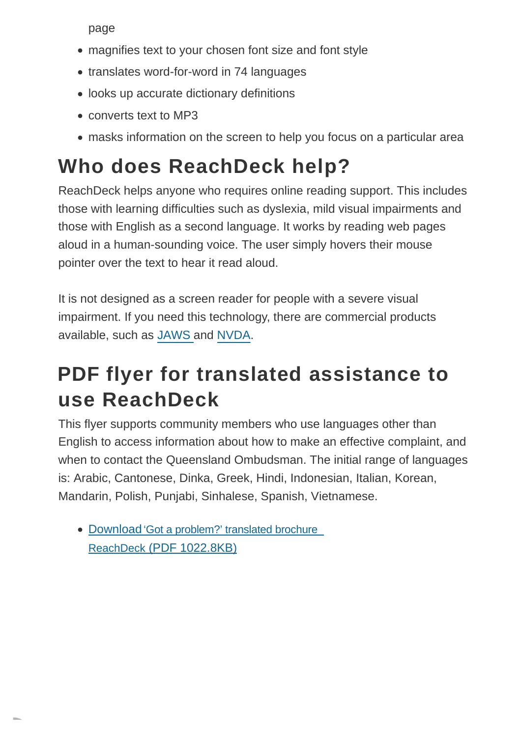page

- magnifies text to your chosen font size and font style
- translates word-for-word in 74 languages
- looks up accurate dictionary definitions
- converts text to MP3
- masks information on the screen to help you focus on a particular area

## Who does ReachDeck help?

ReachDeck helps anyone who requires online reading support. This includes those with learning difficulties such as dyslexia, mild visual impairments and those with English as a second language. It works by reading web pages aloud in a human-sounding voice. The user simply hovers their mouse pointer over the text to hear it read aloud.

It is not designed as a screen reader for people with a severe visual impairment. If you need this technology, there are commercial products available, such as JAWS and NVDA.

## PDF flyer for translated assistance to use ReachDeck

This flyer supports community members who use languages other than English to access information about how to make an effective complaint, and when to contact the Queensland Ombudsman. The initial range of languages is: Arabic, Cantonese, Dinka, Greek, Hindi, Indonesian, Italian, Korean, Mandarin, Polish, Punjabi, Sinhalese, Spanish, Vietnamese.

- Download 'Got a problem?' translated brochure ReachDeck (PDF 1022.8KB)